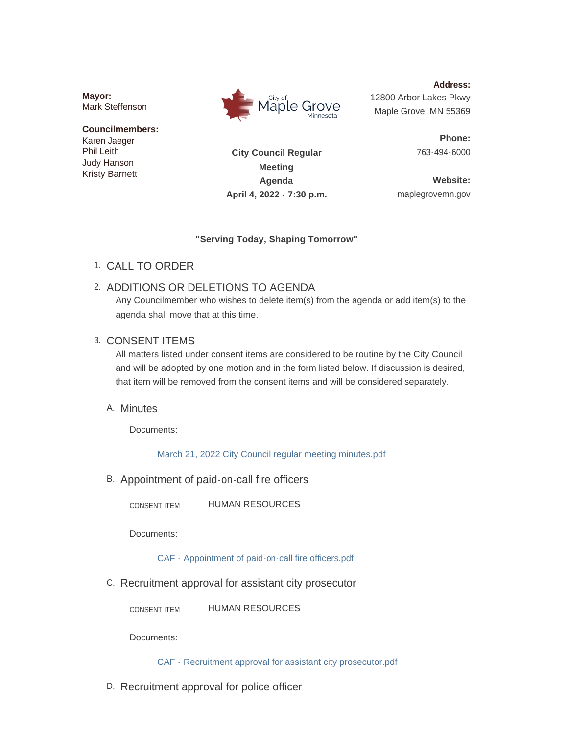**Mayor:**
Mark Steffenson

**Councilmembers:**
Karen Jaeger
Phil Leith
Judy Hanson
Kristy Barnett

City of Maple Grove Minnesota

**City Council Regular Meeting Agenda**
**April 4, 2022 - 7:30 p.m.**

**Address:**
12800 Arbor Lakes Pkwy
Maple Grove, MN 55369

**Phone:**
763-494-6000

**Website:**
maplegrovemn.gov

**"Serving Today, Shaping Tomorrow"**

1. CALL TO ORDER

2. ADDITIONS OR DELETIONS TO AGENDA

   Any Councilmember who wishes to delete item(s) from the agenda or add item(s) to the agenda shall move that at this time.

3. CONSENT ITEMS

   All matters listed under consent items are considered to be routine by the City Council and will be adopted by one motion and in the form listed below. If discussion is desired, that item will be removed from the consent items and will be considered separately.

   A. Minutes

      Documents:

      March 21, 2022 City Council regular meeting minutes.pdf

   B. Appointment of paid-on-call fire officers

      CONSENT ITEM HUMAN RESOURCES

      Documents:

      CAF - Appointment of paid-on-call fire officers.pdf

   C. Recruitment approval for assistant city prosecutor

      CONSENT ITEM HUMAN RESOURCES

      Documents:

      CAF - Recruitment approval for assistant city prosecutor.pdf

   D. Recruitment approval for police officer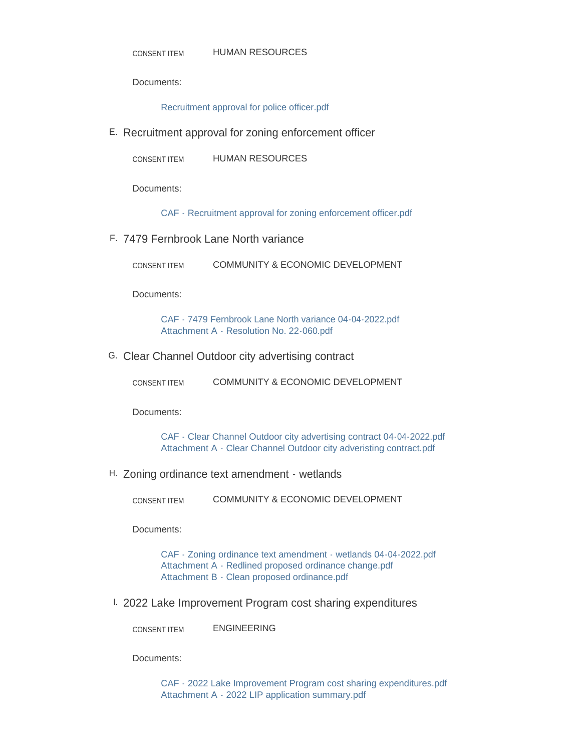CONSENT ITEM HUMAN RESOURCES

Documents:

Recruitment approval for police officer.pdf

E. Recruitment approval for zoning enforcement officer

CONSENT ITEM HUMAN RESOURCES

Documents:

CAF - Recruitment approval for zoning enforcement officer.pdf

F. 7479 Fernbrook Lane North variance

CONSENT ITEM COMMUNITY & ECONOMIC DEVELOPMENT

Documents:

CAF - 7479 Fernbrook Lane North variance 04-04-2022.pdf
Attachment A - Resolution No. 22-060.pdf

G. Clear Channel Outdoor city advertising contract

CONSENT ITEM COMMUNITY & ECONOMIC DEVELOPMENT

Documents:

CAF - Clear Channel Outdoor city advertising contract 04-04-2022.pdf
Attachment A - Clear Channel Outdoor city adveristing contract.pdf

H. Zoning ordinance text amendment - wetlands

CONSENT ITEM COMMUNITY & ECONOMIC DEVELOPMENT

Documents:

CAF - Zoning ordinance text amendment - wetlands 04-04-2022.pdf
Attachment A - Redlined proposed ordinance change.pdf
Attachment B - Clean proposed ordinance.pdf

I. 2022 Lake Improvement Program cost sharing expenditures

CONSENT ITEM ENGINEERING

Documents:

CAF - 2022 Lake Improvement Program cost sharing expenditures.pdf
Attachment A - 2022 LIP application summary.pdf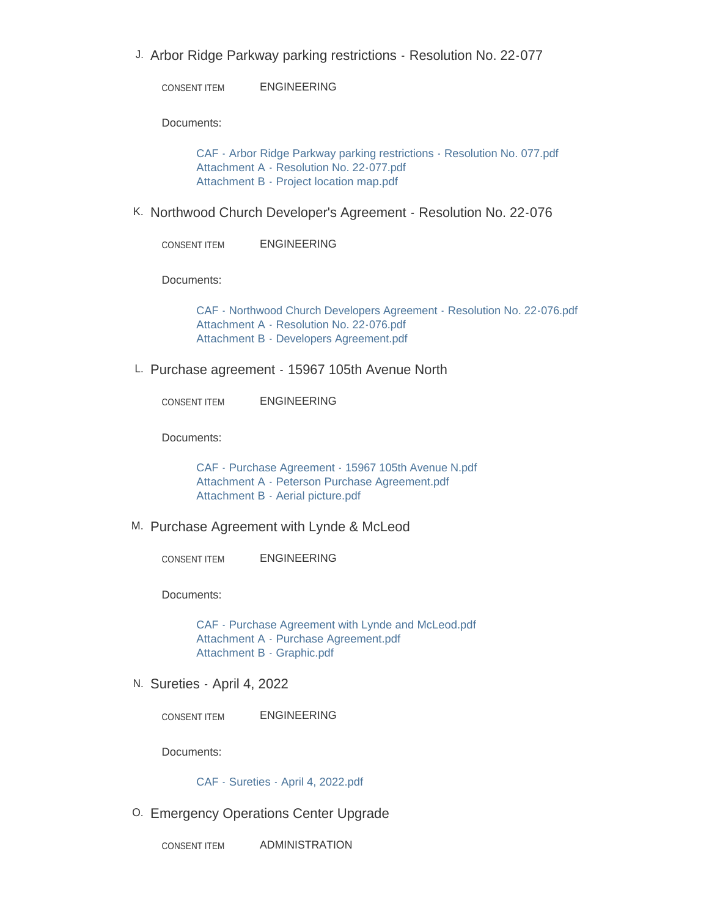J. Arbor Ridge Parkway parking restrictions - Resolution No. 22-077

CONSENT ITEM ENGINEERING

Documents:

CAF - Arbor Ridge Parkway parking restrictions - Resolution No. 077.pdf
Attachment A - Resolution No. 22-077.pdf
Attachment B - Project location map.pdf

K. Northwood Church Developer's Agreement - Resolution No. 22-076

CONSENT ITEM ENGINEERING

Documents:

CAF - Northwood Church Developers Agreement - Resolution No. 22-076.pdf
Attachment A - Resolution No. 22-076.pdf
Attachment B - Developers Agreement.pdf

L. Purchase agreement - 15967 105th Avenue North

CONSENT ITEM ENGINEERING

Documents:

CAF - Purchase Agreement - 15967 105th Avenue N.pdf
Attachment A - Peterson Purchase Agreement.pdf
Attachment B - Aerial picture.pdf

M. Purchase Agreement with Lynde & McLeod

CONSENT ITEM ENGINEERING

Documents:

CAF - Purchase Agreement with Lynde and McLeod.pdf
Attachment A - Purchase Agreement.pdf
Attachment B - Graphic.pdf

N. Sureties - April 4, 2022

CONSENT ITEM ENGINEERING

Documents:

CAF - Sureties - April 4, 2022.pdf

O. Emergency Operations Center Upgrade

CONSENT ITEM ADMINISTRATION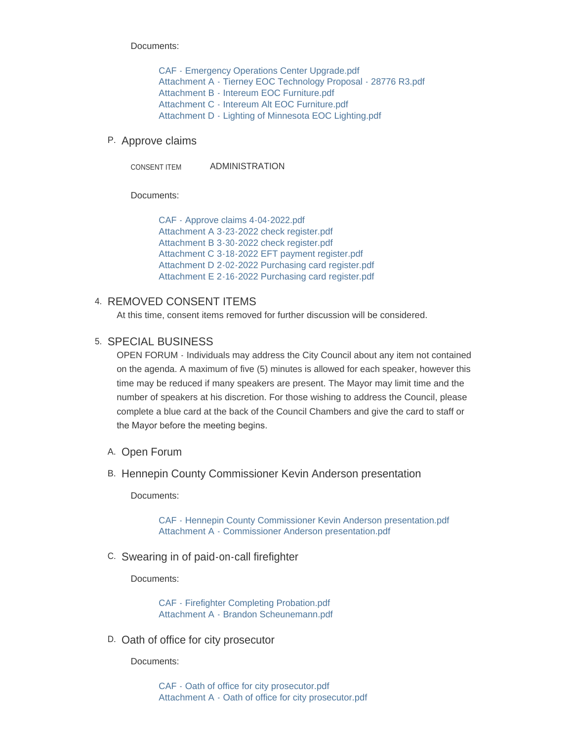Documents:

- CAF - Emergency Operations Center Upgrade.pdf
- Attachment A - Tierney EOC Technology Proposal - 28776 R3.pdf
- Attachment B - Intereum EOC Furniture.pdf
- Attachment C - Intereum Alt EOC Furniture.pdf
- Attachment D - Lighting of Minnesota EOC Lighting.pdf

### P. Approve claims

CONSENT ITEM ADMINISTRATION

Documents:

- CAF - Approve claims 4-04-2022.pdf
- Attachment A 3-23-2022 check register.pdf
- Attachment B 3-30-2022 check register.pdf
- Attachment C 3-18-2022 EFT payment register.pdf
- Attachment D 2-02-2022 Purchasing card register.pdf
- Attachment E 2-16-2022 Purchasing card register.pdf

## 4. REMOVED CONSENT ITEMS

At this time, consent items removed for further discussion will be considered.

## 5. SPECIAL BUSINESS

OPEN FORUM - Individuals may address the City Council about any item not contained on the agenda. A maximum of five (5) minutes is allowed for each speaker, however this time may be reduced if many speakers are present. The Mayor may limit time and the number of speakers at his discretion. For those wishing to address the Council, please complete a blue card at the back of the Council Chambers and give the card to staff or the Mayor before the meeting begins.

### A. Open Forum

### B. Hennepin County Commissioner Kevin Anderson presentation

Documents:

- CAF - Hennepin County Commissioner Kevin Anderson presentation.pdf
- Attachment A - Commissioner Anderson presentation.pdf

### C. Swearing in of paid-on-call firefighter

Documents:

- CAF - Firefighter Completing Probation.pdf
- Attachment A - Brandon Scheunemann.pdf

### D. Oath of office for city prosecutor

Documents:

- CAF - Oath of office for city prosecutor.pdf
- Attachment A - Oath of office for city prosecutor.pdf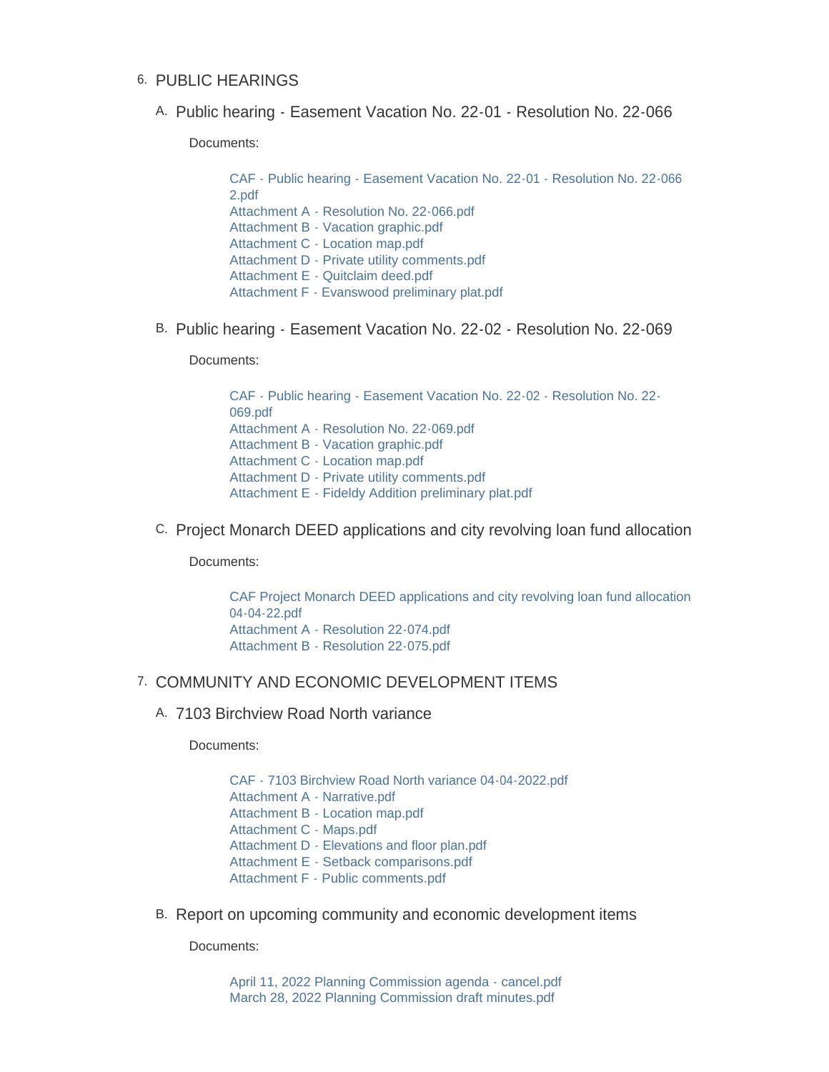6. PUBLIC HEARINGS

   A. Public hearing - Easement Vacation No. 22-01 - Resolution No. 22-066

      Documents:

      - CAF - Public hearing - Easement Vacation No. 22-01 - Resolution No. 22-066 2.pdf
      - Attachment A - Resolution No. 22-066.pdf
      - Attachment B - Vacation graphic.pdf
      - Attachment C - Location map.pdf
      - Attachment D - Private utility comments.pdf
      - Attachment E - Quitclaim deed.pdf
      - Attachment F - Evanswood preliminary plat.pdf

   B. Public hearing - Easement Vacation No. 22-02 - Resolution No. 22-069

      Documents:

      - CAF - Public hearing - Easement Vacation No. 22-02 - Resolution No. 22-069.pdf
      - Attachment A - Resolution No. 22-069.pdf
      - Attachment B - Vacation graphic.pdf
      - Attachment C - Location map.pdf
      - Attachment D - Private utility comments.pdf
      - Attachment E - Fideldy Addition preliminary plat.pdf

   C. Project Monarch DEED applications and city revolving loan fund allocation

      Documents:

      - CAF Project Monarch DEED applications and city revolving loan fund allocation 04-04-22.pdf
      - Attachment A - Resolution 22-074.pdf
      - Attachment B - Resolution 22-075.pdf

7. COMMUNITY AND ECONOMIC DEVELOPMENT ITEMS

   A. 7103 Birchview Road North variance

      Documents:

      - CAF - 7103 Birchview Road North variance 04-04-2022.pdf
      - Attachment A - Narrative.pdf
      - Attachment B - Location map.pdf
      - Attachment C - Maps.pdf
      - Attachment D - Elevations and floor plan.pdf
      - Attachment E - Setback comparisons.pdf
      - Attachment F - Public comments.pdf

   B. Report on upcoming community and economic development items

      Documents:

      - April 11, 2022 Planning Commission agenda - cancel.pdf
      - March 28, 2022 Planning Commission draft minutes.pdf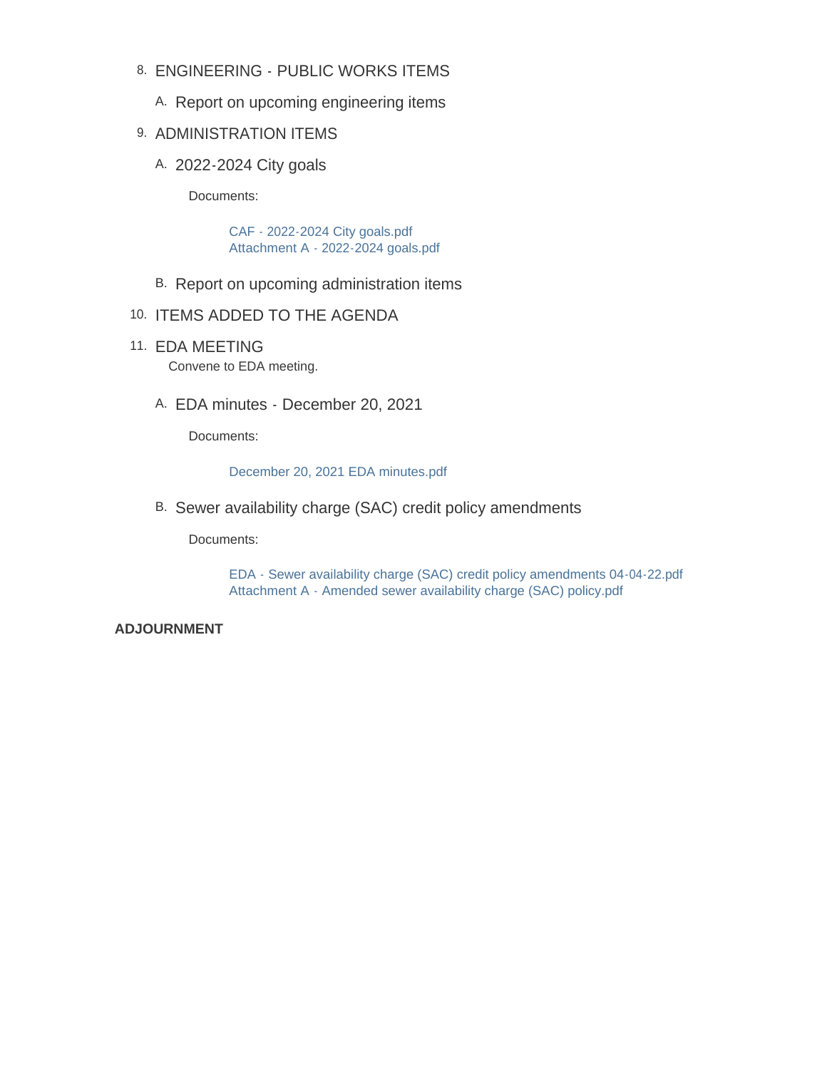8. ENGINEERING - PUBLIC WORKS ITEMS

   A. Report on upcoming engineering items

9. ADMINISTRATION ITEMS

   A. 2022-2024 City goals

      Documents:

      CAF - 2022-2024 City goals.pdf
      Attachment A - 2022-2024 goals.pdf

   B. Report on upcoming administration items

10. ITEMS ADDED TO THE AGENDA

11. EDA MEETING

    Convene to EDA meeting.

    A. EDA minutes - December 20, 2021

       Documents:

       December 20, 2021 EDA minutes.pdf

    B. Sewer availability charge (SAC) credit policy amendments

       Documents:

       EDA - Sewer availability charge (SAC) credit policy amendments 04-04-22.pdf
       Attachment A - Amended sewer availability charge (SAC) policy.pdf

**ADJOURNMENT**